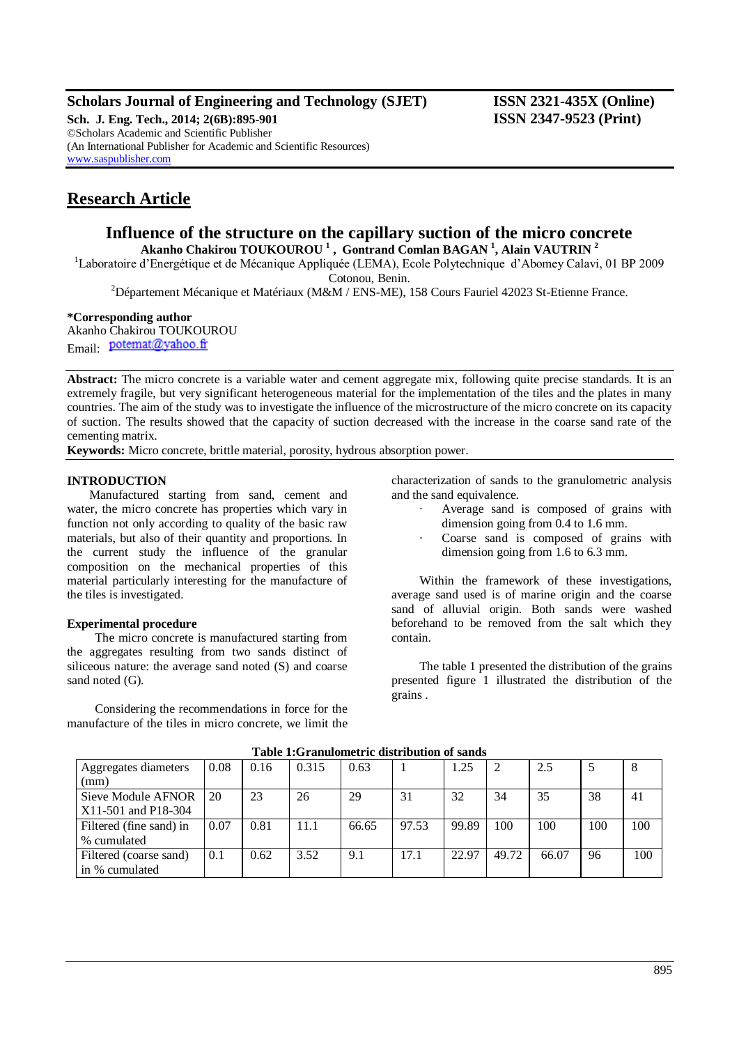## Research Article

# Influence of the structure on the capillary suction of the micro concrete

**Akanho Chakirou TOUKOUROU [1], Gontrand Comlan BAGAN [1], Alain VAUTRIN [2]**

[1]Laboratoire d'Energétique et de Mécanique Appliquée (LEMA), Ecole Polytechnique d'Abomey Calavi, 01 BP 2009 Cotonou, Benin.

[2]Département Mécanique et Matériaux (M&M / ENS-ME), 158 Cours Fauriel 42023 St-Etienne France.

**\*Corresponding author**
Akanho Chakirou TOUKOUROU
Email: potemat@yahoo.fr

**Abstract:** The micro concrete is a variable water and cement aggregate mix, following quite precise standards. It is an extremely fragile, but very significant heterogeneous material for the implementation of the tiles and the plates in many countries. The aim of the study was to investigate the influence of the microstructure of the micro concrete on its capacity of suction. The results showed that the capacity of suction decreased with the increase in the coarse sand rate of the cementing matrix.

**Keywords:** Micro concrete, brittle material, porosity, hydrous absorption power.

## INTRODUCTION

Manufactured starting from sand, cement and water, the micro concrete has properties which vary in function not only according to quality of the basic raw materials, but also of their quantity and proportions. In the current study the influence of the granular composition on the mechanical properties of this material particularly interesting for the manufacture of the tiles is investigated.

### Experimental procedure

The micro concrete is manufactured starting from the aggregates resulting from two sands distinct of siliceous nature: the average sand noted (S) and coarse sand noted (G).

Considering the recommendations in force for the manufacture of the tiles in micro concrete, we limit the characterization of sands to the granulometric analysis and the sand equivalence.

- Average sand is composed of grains with dimension going from 0.4 to 1.6 mm.
- Coarse sand is composed of grains with dimension going from 1.6 to 6.3 mm.

Within the framework of these investigations, average sand used is of marine origin and the coarse sand of alluvial origin. Both sands were washed beforehand to be removed from the salt which they contain.

The table 1 presented the distribution of the grains presented figure 1 illustrated the distribution of the grains .

**Table 1:Granulometric distribution of sands**

| Aggregates diameters (mm) | 0.08 | 0.16 | 0.315 | 0.63 | 1 | 1.25 | 2 | 2.5 | 5 | 8 |
|---|---|---|---|---|---|---|---|---|---|---|
| Sieve Module AFNOR X11-501 and P18-304 | 20 | 23 | 26 | 29 | 31 | 32 | 34 | 35 | 38 | 41 |
| Filtered (fine sand) in % cumulated | 0.07 | 0.81 | 11.1 | 66.65 | 97.53 | 99.89 | 100 | 100 | 100 | 100 |
| Filtered (coarse sand) in % cumulated | 0.1 | 0.62 | 3.52 | 9.1 | 17.1 | 22.97 | 49.72 | 66.07 | 96 | 100 |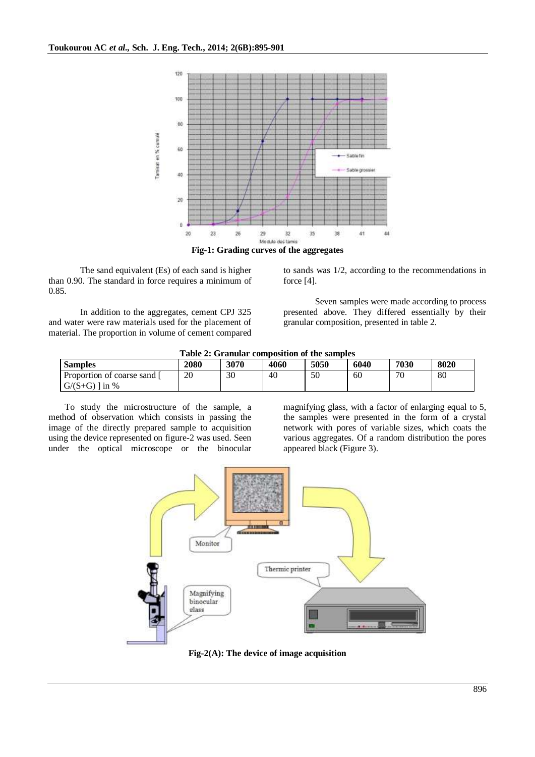**Fig-1: Grading curves of the aggregates**

The sand equivalent (Es) of each sand is higher than 0.90. The standard in force requires a minimum of 0.85.

In addition to the aggregates, cement CPJ 325 and water were raw materials used for the placement of material. The proportion in volume of cement compared to sands was 1/2, according to the recommendations in force [4].

Seven samples were made according to process presented above. They differed essentially by their granular composition, presented in table 2.

**Table 2: Granular composition of the samples**

| Samples | 2080 | 3070 | 4060 | 5050 | 6040 | 7030 | 8020 |
|---|---|---|---|---|---|---|---|
| Proportion of coarse sand [ G/(S+G) ] in % | 20 | 30 | 40 | 50 | 60 | 70 | 80 |

To study the microstructure of the sample, a method of observation which consists in passing the image of the directly prepared sample to acquisition using the device represented on figure-2 was used. Seen under the optical microscope or the binocular magnifying glass, with a factor of enlarging equal to 5, the samples were presented in the form of a crystal network with pores of variable sizes, which coats the various aggregates. Of a random distribution the pores appeared black (Figure 3).

**Fig-2(A): The device of image acquisition**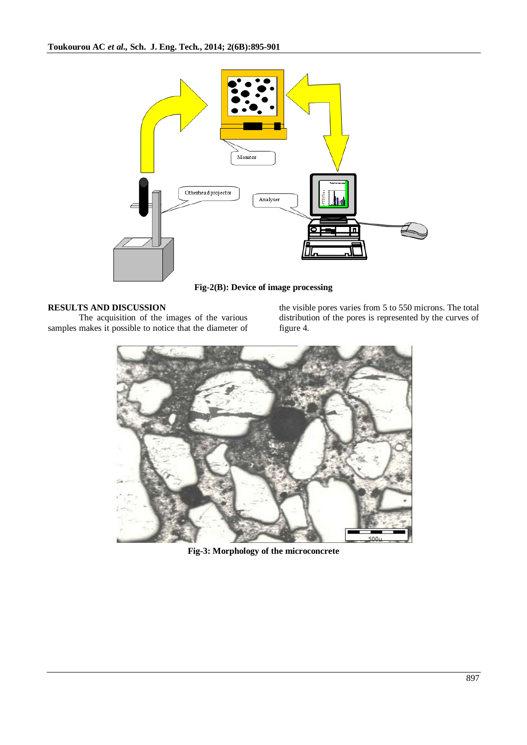Fig-2(B): Device of image processing

## RESULTS AND DISCUSSION

The acquisition of the images of the various samples makes it possible to notice that the diameter of the visible pores varies from 5 to 550 microns. The total distribution of the pores is represented by the curves of figure 4.

Fig-3: Morphology of the microconcrete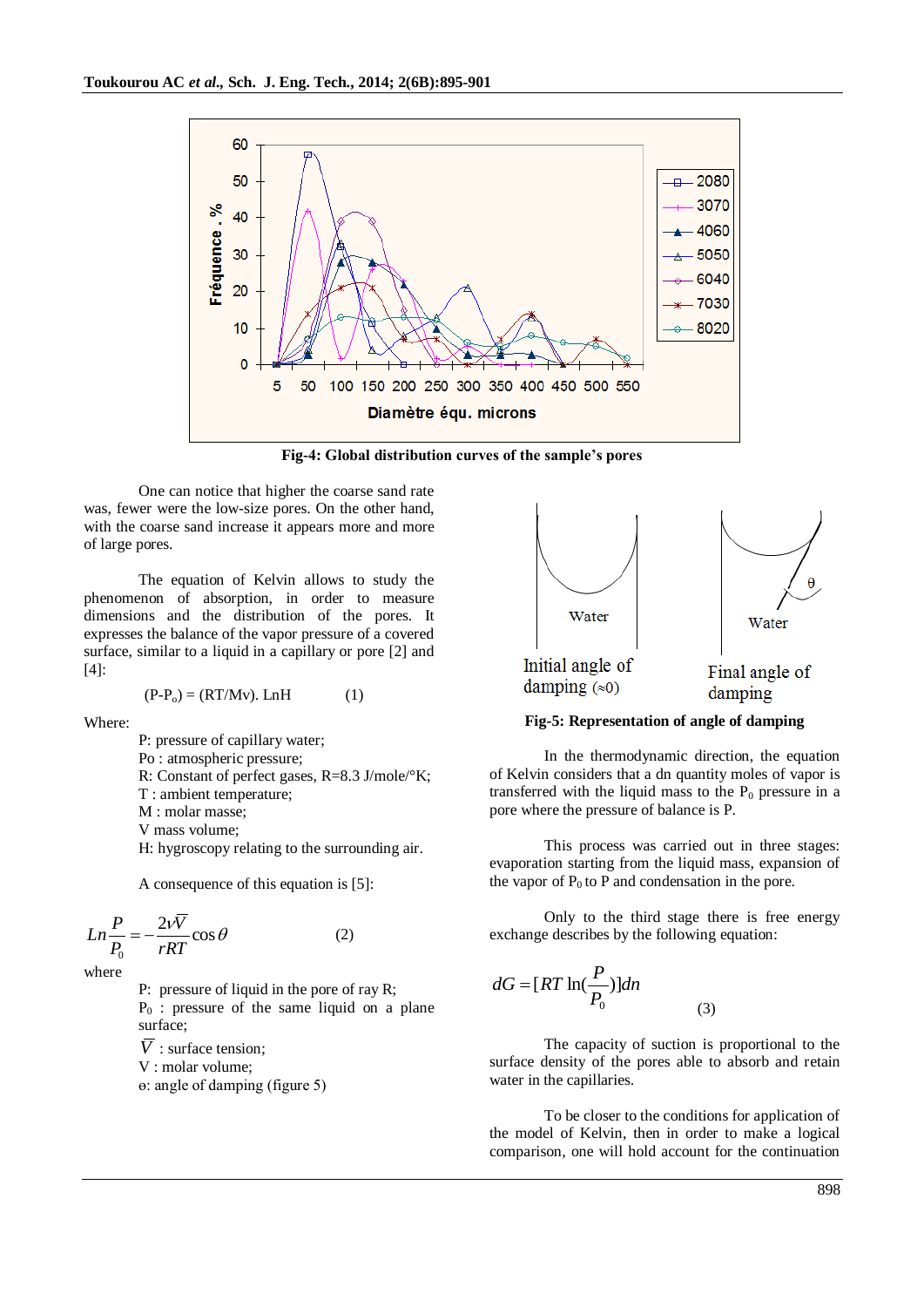Fig-4: Global distribution curves of the sample's pores

One can notice that higher the coarse sand rate was, fewer were the low-size pores. On the other hand, with the coarse sand increase it appears more and more of large pores.

The equation of Kelvin allows to study the phenomenon of absorption, in order to measure dimensions and the distribution of the pores. It expresses the balance of the vapor pressure of a covered surface, similar to a liquid in a capillary or pore [2] and [4]:

$$(P\text{-}P_o) = (RT/Mv).\ LnH \qquad (1)$$

Where:

- P: pressure of capillary water;
- Po : atmospheric pressure;
- R: Constant of perfect gases, R=8.3 J/mole/°K;
- T : ambient temperature;
- M : molar masse;
- V mass volume;
- H: hygroscopy relating to the surrounding air.

A consequence of this equation is [5]:

$$Ln\frac{P}{P_0} = -\frac{2v\overline{V}}{rRT}\cos\theta \qquad (2)$$

where

- P: pressure of liquid in the pore of ray R;
- $P_0$ : pressure of the same liquid on a plane surface;
- $\overline{V}$ : surface tension;
- V : molar volume;
- θ: angle of damping (figure 5)

Fig-5: Representation of angle of damping

In the thermodynamic direction, the equation of Kelvin considers that a dn quantity moles of vapor is transferred with the liquid mass to the $P_0$ pressure in a pore where the pressure of balance is P.

This process was carried out in three stages: evaporation starting from the liquid mass, expansion of the vapor of $P_0$ to P and condensation in the pore.

Only to the third stage there is free energy exchange describes by the following equation:

$$dG = [RT\ln(\frac{P}{P_0})]dn \qquad (3)$$

The capacity of suction is proportional to the surface density of the pores able to absorb and retain water in the capillaries.

To be closer to the conditions for application of the model of Kelvin, then in order to make a logical comparison, one will hold account for the continuation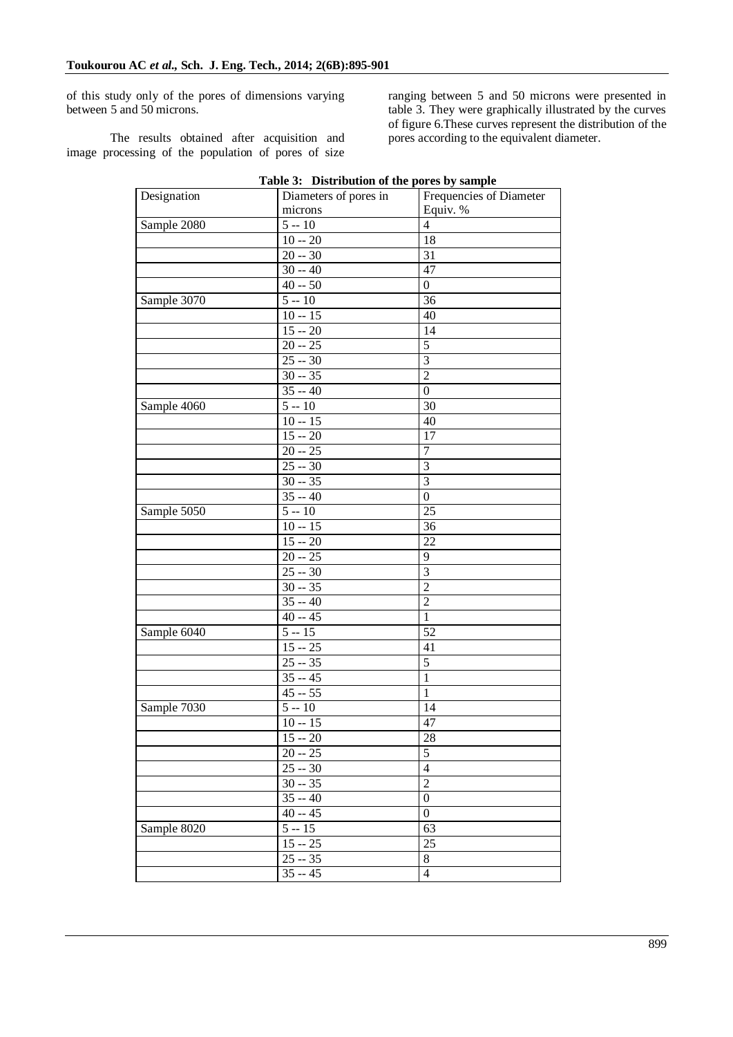of this study only of the pores of dimensions varying between 5 and 50 microns.

The results obtained after acquisition and image processing of the population of pores of size ranging between 5 and 50 microns were presented in table 3. They were graphically illustrated by the curves of figure 6.These curves represent the distribution of the pores according to the equivalent diameter.

**Table 3: Distribution of the pores by sample**

| Designation | Diameters of pores in microns | Frequencies of Diameter Equiv. % |
|---|---|---|
| Sample 2080 | 5 -- 10 | 4 |
| | 10 -- 20 | 18 |
| | 20 -- 30 | 31 |
| | 30 -- 40 | 47 |
| | 40 -- 50 | 0 |
| Sample 3070 | 5 -- 10 | 36 |
| | 10 -- 15 | 40 |
| | 15 -- 20 | 14 |
| | 20 -- 25 | 5 |
| | 25 -- 30 | 3 |
| | 30 -- 35 | 2 |
| | 35 -- 40 | 0 |
| Sample 4060 | 5 -- 10 | 30 |
| | 10 -- 15 | 40 |
| | 15 -- 20 | 17 |
| | 20 -- 25 | 7 |
| | 25 -- 30 | 3 |
| | 30 -- 35 | 3 |
| | 35 -- 40 | 0 |
| Sample 5050 | 5 -- 10 | 25 |
| | 10 -- 15 | 36 |
| | 15 -- 20 | 22 |
| | 20 -- 25 | 9 |
| | 25 -- 30 | 3 |
| | 30 -- 35 | 2 |
| | 35 -- 40 | 2 |
| | 40 -- 45 | 1 |
| Sample 6040 | 5 -- 15 | 52 |
| | 15 -- 25 | 41 |
| | 25 -- 35 | 5 |
| | 35 -- 45 | 1 |
| | 45 -- 55 | 1 |
| Sample 7030 | 5 -- 10 | 14 |
| | 10 -- 15 | 47 |
| | 15 -- 20 | 28 |
| | 20 -- 25 | 5 |
| | 25 -- 30 | 4 |
| | 30 -- 35 | 2 |
| | 35 -- 40 | 0 |
| | 40 -- 45 | 0 |
| Sample 8020 | 5 -- 15 | 63 |
| | 15 -- 25 | 25 |
| | 25 -- 35 | 8 |
| | 35 -- 45 | 4 |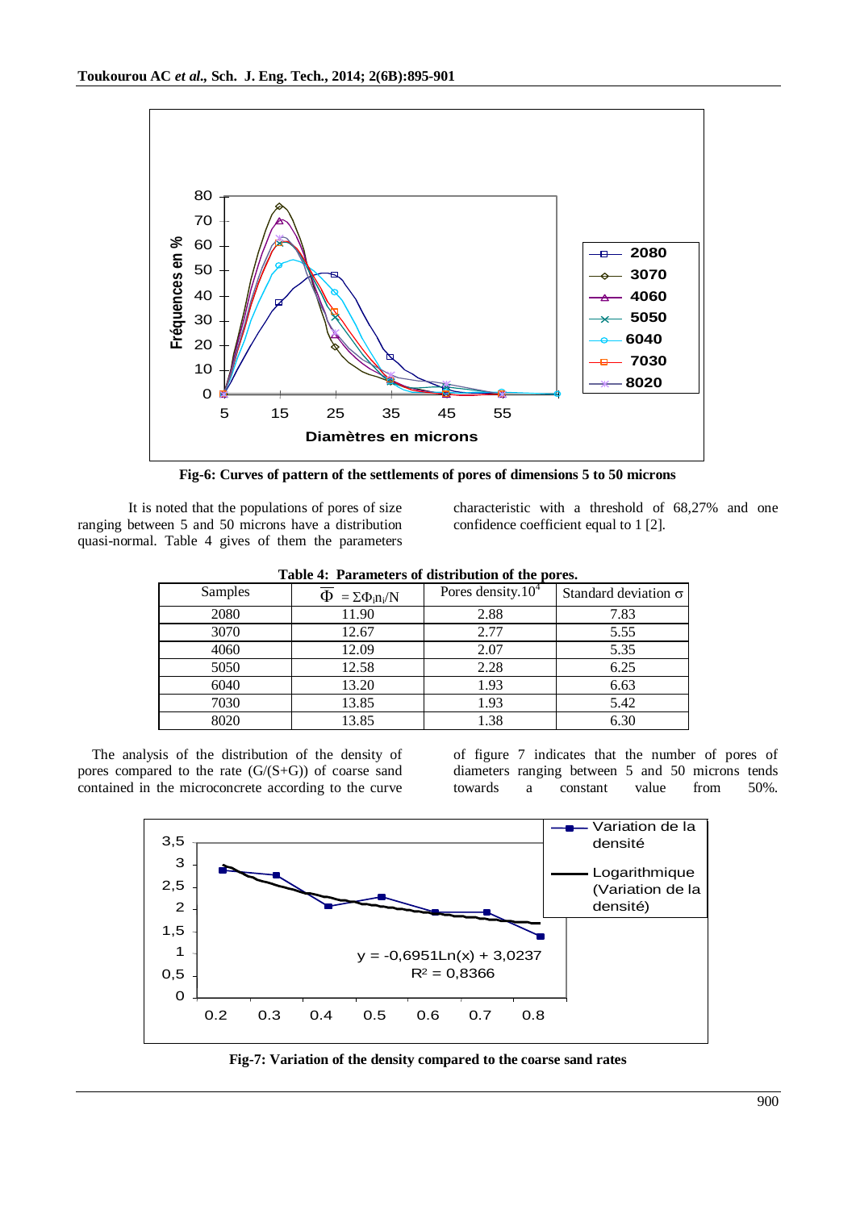Fig-6: Curves of pattern of the settlements of pores of dimensions 5 to 50 microns

It is noted that the populations of pores of size ranging between 5 and 50 microns have a distribution quasi-normal. Table 4 gives of them the parameters characteristic with a threshold of 68,27% and one confidence coefficient equal to 1 [2].

**Table 4: Parameters of distribution of the pores.**

| Samples | $\overline{\Phi} = \Sigma\Phi_i n_i/N$ | Pores density.$10^4$ | Standard deviation σ |
|---|---|---|---|
| 2080 | 11.90 | 2.88 | 7.83 |
| 3070 | 12.67 | 2.77 | 5.55 |
| 4060 | 12.09 | 2.07 | 5.35 |
| 5050 | 12.58 | 2.28 | 6.25 |
| 6040 | 13.20 | 1.93 | 6.63 |
| 7030 | 13.85 | 1.93 | 5.42 |
| 8020 | 13.85 | 1.38 | 6.30 |

The analysis of the distribution of the density of pores compared to the rate (G/(S+G)) of coarse sand contained in the microconcrete according to the curve of figure 7 indicates that the number of pores of diameters ranging between 5 and 50 microns tends towards a constant value from 50%.

Fig-7: Variation of the density compared to the coarse sand rates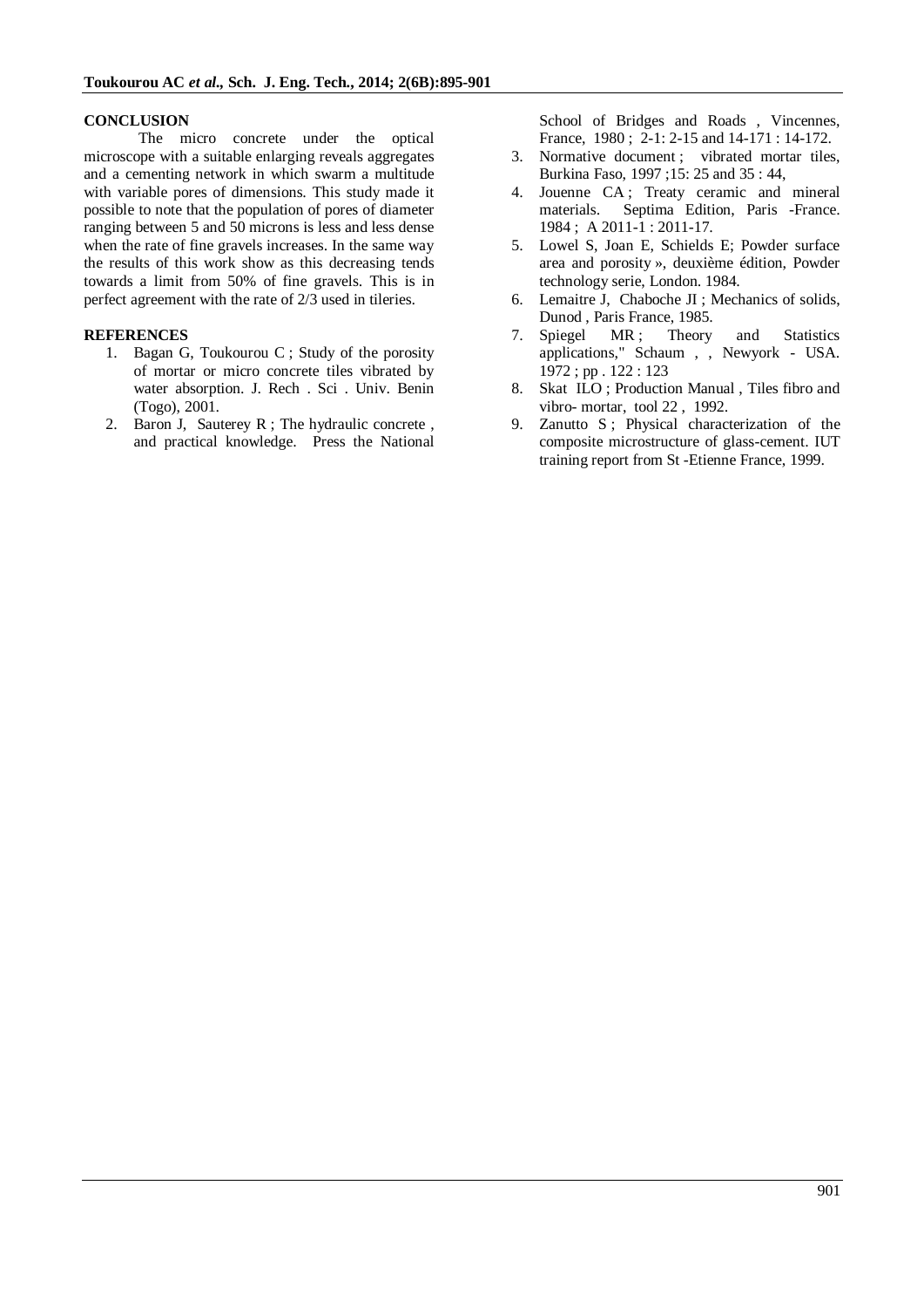## CONCLUSION

The micro concrete under the optical microscope with a suitable enlarging reveals aggregates and a cementing network in which swarm a multitude with variable pores of dimensions. This study made it possible to note that the population of pores of diameter ranging between 5 and 50 microns is less and less dense when the rate of fine gravels increases. In the same way the results of this work show as this decreasing tends towards a limit from 50% of fine gravels. This is in perfect agreement with the rate of 2/3 used in tileries.

## REFERENCES

1. Bagan G, Toukourou C ; Study of the porosity of mortar or micro concrete tiles vibrated by water absorption. J. Rech . Sci . Univ. Benin (Togo), 2001.
2. Baron J, Sauterey R ; The hydraulic concrete , and practical knowledge. Press the National School of Bridges and Roads , Vincennes, France, 1980 ; 2-1: 2-15 and 14-171 : 14-172.
3. Normative document ; vibrated mortar tiles, Burkina Faso, 1997 ;15: 25 and 35 : 44,
4. Jouenne CA ; Treaty ceramic and mineral materials. Septima Edition, Paris -France. 1984 ; A 2011-1 : 2011-17.
5. Lowel S, Joan E, Schields E; Powder surface area and porosity », deuxième édition, Powder technology serie, London. 1984.
6. Lemaitre J, Chaboche JI ; Mechanics of solids, Dunod , Paris France, 1985.
7. Spiegel MR ; Theory and Statistics applications," Schaum , , Newyork - USA. 1972 ; pp . 122 : 123
8. Skat ILO ; Production Manual , Tiles fibro and vibro- mortar, tool 22 , 1992.
9. Zanutto S ; Physical characterization of the composite microstructure of glass-cement. IUT training report from St -Etienne France, 1999.